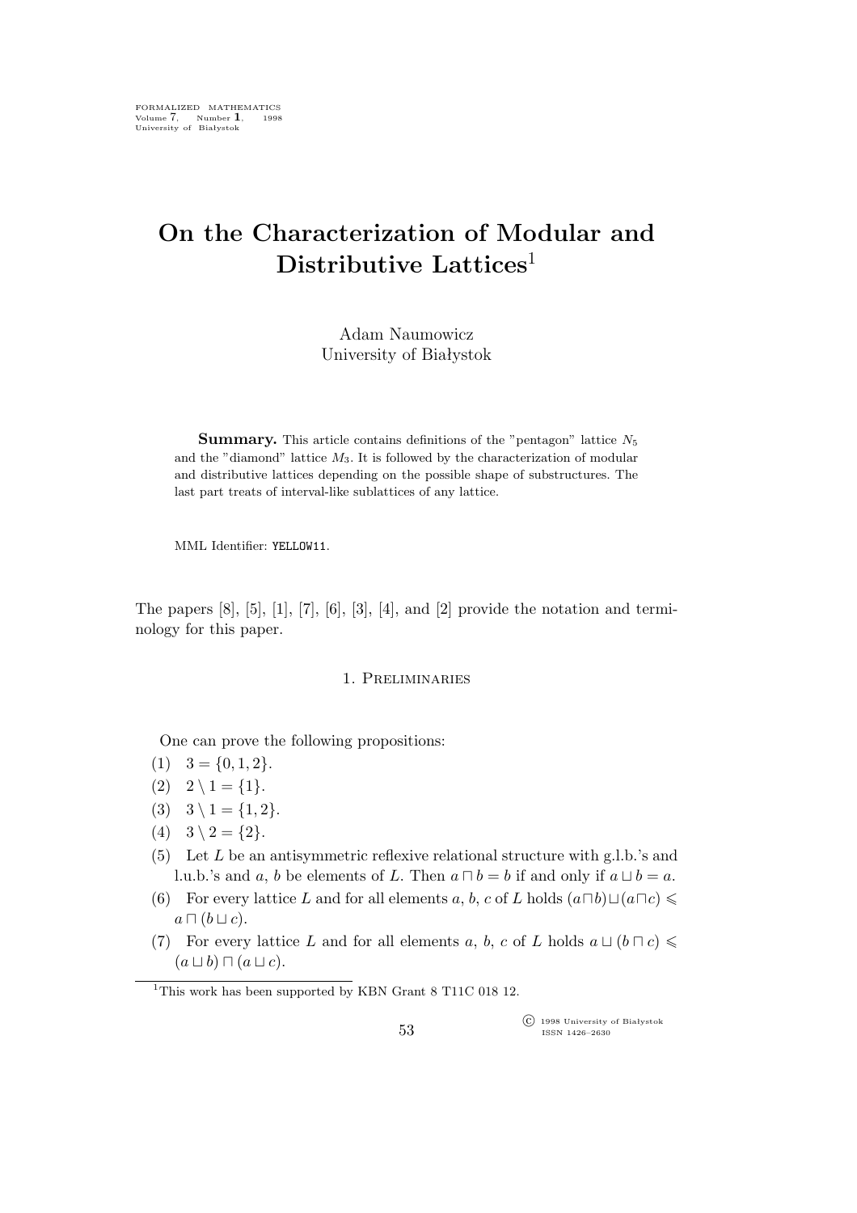# On the Characterization of Modular and Distributive Lattices[1]

Adam Naumowicz
University of Białystok

**Summary.** This article contains definitions of the "pentagon" lattice $N_5$ and the "diamond" lattice $M_3$. It is followed by the characterization of modular and distributive lattices depending on the possible shape of substructures. The last part treats of interval-like sublattices of any lattice.

MML Identifier: YELLOW11.

The papers [8], [5], [1], [7], [6], [3], [4], and [2] provide the notation and terminology for this paper.

## 1. Preliminaries

One can prove the following propositions:

(1) $3 = \{0, 1, 2\}$.

(2) $2 \setminus 1 = \{1\}$.

(3) $3 \setminus 1 = \{1, 2\}$.

(4) $3 \setminus 2 = \{2\}$.

(5) Let $L$ be an antisymmetric reflexive relational structure with g.l.b.'s and l.u.b.'s and $a$, $b$ be elements of $L$. Then $a \sqcap b = b$ if and only if $a \sqcup b = a$.

(6) For every lattice $L$ and for all elements $a$, $b$, $c$ of $L$ holds $(a \sqcap b) \sqcup (a \sqcap c) \leqslant a \sqcap (b \sqcup c)$.

(7) For every lattice $L$ and for all elements $a$, $b$, $c$ of $L$ holds $a \sqcup (b \sqcap c) \leqslant (a \sqcup b) \sqcap (a \sqcup c)$.

[1]This work has been supported by KBN Grant 8 T11C 018 12.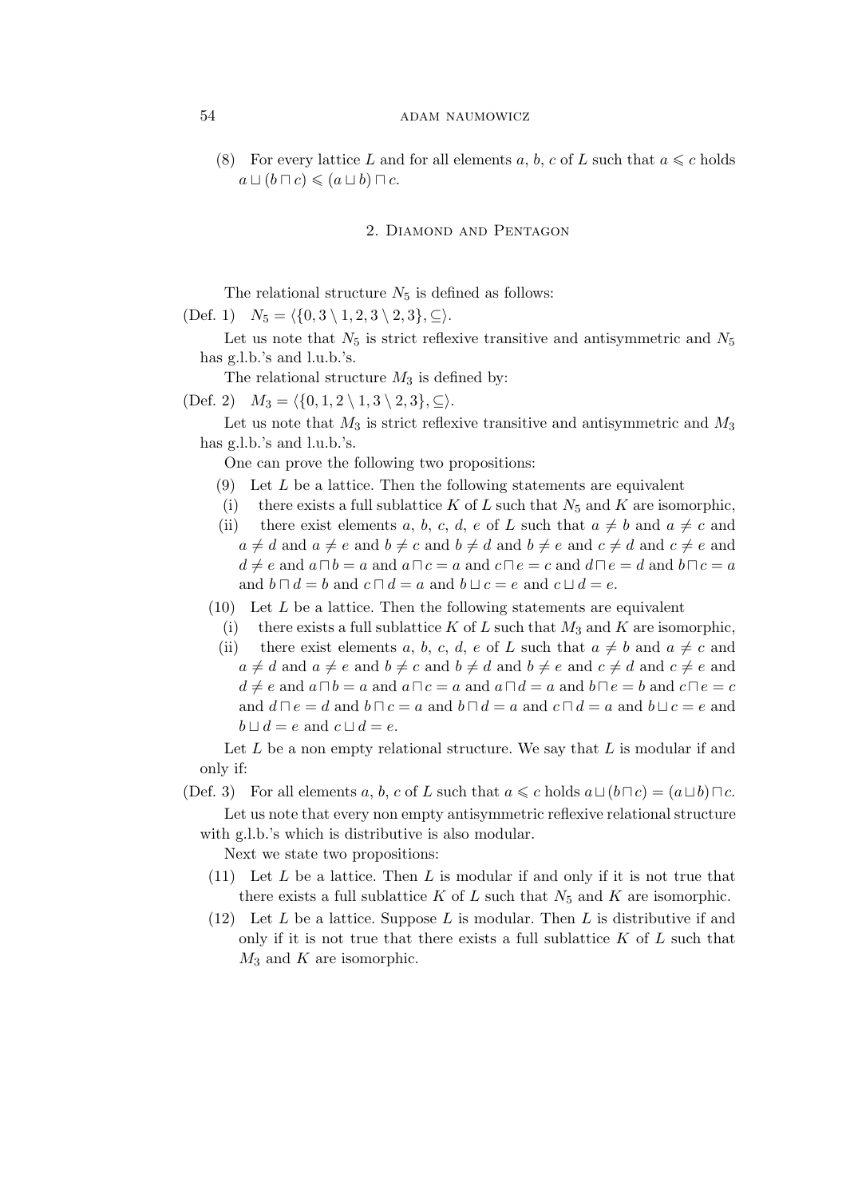(8) For every lattice $L$ and for all elements $a$, $b$, $c$ of $L$ such that $a \leqslant c$ holds $a \sqcup (b \sqcap c) \leqslant (a \sqcup b) \sqcap c$.

## 2. Diamond and Pentagon

The relational structure $N_5$ is defined as follows:

(Def. 1) $N_5 = \langle \{0, 3 \setminus 1, 2, 3 \setminus 2, 3\}, \subseteq \rangle$.

Let us note that $N_5$ is strict reflexive transitive and antisymmetric and $N_5$ has g.l.b.'s and l.u.b.'s.

The relational structure $M_3$ is defined by:

(Def. 2) $M_3 = \langle \{0, 1, 2 \setminus 1, 3 \setminus 2, 3\}, \subseteq \rangle$.

Let us note that $M_3$ is strict reflexive transitive and antisymmetric and $M_3$ has g.l.b.'s and l.u.b.'s.

One can prove the following two propositions:

(9) Let $L$ be a lattice. Then the following statements are equivalent

(i) there exists a full sublattice $K$ of $L$ such that $N_5$ and $K$ are isomorphic,

(ii) there exist elements $a$, $b$, $c$, $d$, $e$ of $L$ such that $a \neq b$ and $a \neq c$ and $a \neq d$ and $a \neq e$ and $b \neq c$ and $b \neq d$ and $b \neq e$ and $c \neq d$ and $c \neq e$ and $d \neq e$ and $a \sqcap b = a$ and $a \sqcap c = a$ and $c \sqcap e = c$ and $d \sqcap e = d$ and $b \sqcap c = a$ and $b \sqcap d = b$ and $c \sqcap d = a$ and $b \sqcup c = e$ and $c \sqcup d = e$.

(10) Let $L$ be a lattice. Then the following statements are equivalent

(i) there exists a full sublattice $K$ of $L$ such that $M_3$ and $K$ are isomorphic,

(ii) there exist elements $a$, $b$, $c$, $d$, $e$ of $L$ such that $a \neq b$ and $a \neq c$ and $a \neq d$ and $a \neq e$ and $b \neq c$ and $b \neq d$ and $b \neq e$ and $c \neq d$ and $c \neq e$ and $d \neq e$ and $a \sqcap b = a$ and $a \sqcap c = a$ and $a \sqcap d = a$ and $b \sqcap e = b$ and $c \sqcap e = c$ and $d \sqcap e = d$ and $b \sqcap c = a$ and $b \sqcap d = a$ and $c \sqcap d = a$ and $b \sqcup c = e$ and $b \sqcup d = e$ and $c \sqcup d = e$.

Let $L$ be a non empty relational structure. We say that $L$ is modular if and only if:

(Def. 3) For all elements $a$, $b$, $c$ of $L$ such that $a \leqslant c$ holds $a \sqcup (b \sqcap c) = (a \sqcup b) \sqcap c$.

Let us note that every non empty antisymmetric reflexive relational structure with g.l.b.'s which is distributive is also modular.

Next we state two propositions:

(11) Let $L$ be a lattice. Then $L$ is modular if and only if it is not true that there exists a full sublattice $K$ of $L$ such that $N_5$ and $K$ are isomorphic.

(12) Let $L$ be a lattice. Suppose $L$ is modular. Then $L$ is distributive if and only if it is not true that there exists a full sublattice $K$ of $L$ such that $M_3$ and $K$ are isomorphic.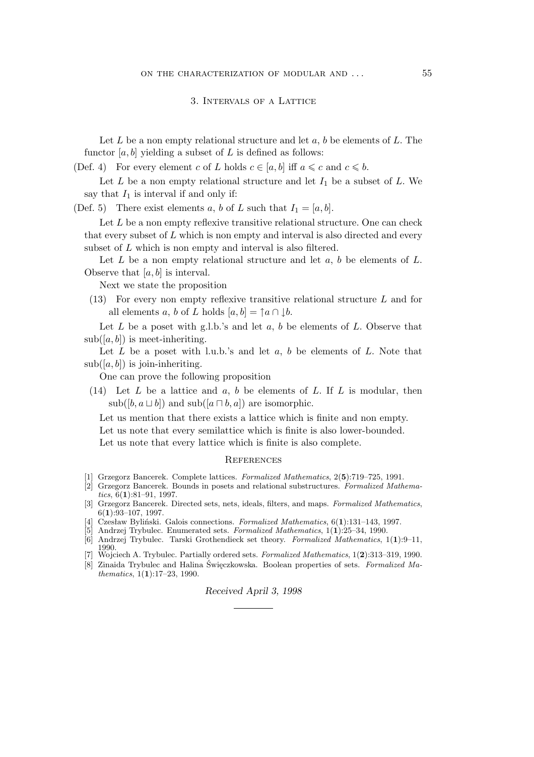## 3. Intervals of a Lattice

Let $L$ be a non empty relational structure and let $a$, $b$ be elements of $L$. The functor $[a, b]$ yielding a subset of $L$ is defined as follows:

(Def. 4) For every element $c$ of $L$ holds $c \in [a, b]$ iff $a \leqslant c$ and $c \leqslant b$.

Let $L$ be a non empty relational structure and let $I_1$ be a subset of $L$. We say that $I_1$ is interval if and only if:

(Def. 5) There exist elements $a$, $b$ of $L$ such that $I_1 = [a, b]$.

Let $L$ be a non empty reflexive transitive relational structure. One can check that every subset of $L$ which is non empty and interval is also directed and every subset of $L$ which is non empty and interval is also filtered.

Let $L$ be a non empty relational structure and let $a$, $b$ be elements of $L$. Observe that $[a, b]$ is interval.

Next we state the proposition

(13) For every non empty reflexive transitive relational structure $L$ and for all elements $a$, $b$ of $L$ holds $[a, b] = \uparrow a \cap \downarrow b$.

Let $L$ be a poset with g.l.b.'s and let $a$, $b$ be elements of $L$. Observe that $\mathrm{sub}([a, b])$ is meet-inheriting.

Let $L$ be a poset with l.u.b.'s and let $a$, $b$ be elements of $L$. Note that $\mathrm{sub}([a, b])$ is join-inheriting.

One can prove the following proposition

(14) Let $L$ be a lattice and $a$, $b$ be elements of $L$. If $L$ is modular, then $\mathrm{sub}([b, a \sqcup b])$ and $\mathrm{sub}([a \sqcap b, a])$ are isomorphic.

Let us mention that there exists a lattice which is finite and non empty.

Let us note that every semilattice which is finite is also lower-bounded.

Let us note that every lattice which is finite is also complete.

## References

[1] Grzegorz Bancerek. Complete lattices. *Formalized Mathematics*, 2(**5**):719–725, 1991.

[2] Grzegorz Bancerek. Bounds in posets and relational substructures. *Formalized Mathematics*, 6(**1**):81–91, 1997.

[3] Grzegorz Bancerek. Directed sets, nets, ideals, filters, and maps. *Formalized Mathematics*, 6(**1**):93–107, 1997.

[4] Czesław Byliński. Galois connections. *Formalized Mathematics*, 6(**1**):131–143, 1997.

[5] Andrzej Trybulec. Enumerated sets. *Formalized Mathematics*, 1(**1**):25–34, 1990.

[6] Andrzej Trybulec. Tarski Grothendieck set theory. *Formalized Mathematics*, 1(**1**):9–11, 1990.

[7] Wojciech A. Trybulec. Partially ordered sets. *Formalized Mathematics*, 1(**2**):313–319, 1990.

[8] Zinaida Trybulec and Halina Święczkowska. Boolean properties of sets. *Formalized Mathematics*, 1(**1**):17–23, 1990.

*Received April 3, 1998*